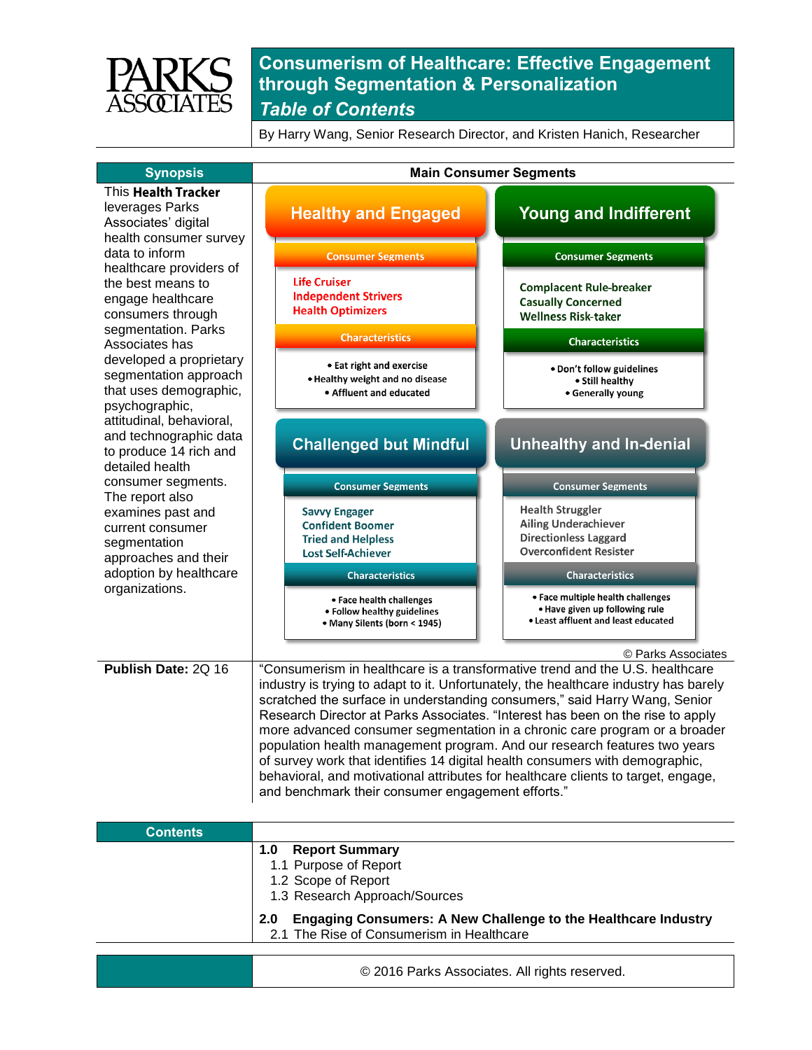PARKS ASSOCIATES

# Consumerism of Healthcare: Effective Engagement through Segmentation & Personalization

## *Table of Contents*

By Harry Wang, Senior Research Director, and Kristen Hanich, Researcher

## Synopsis

This **Health Tracker** leverages Parks Associates' digital health consumer survey data to inform healthcare providers of the best means to engage healthcare consumers through segmentation. Parks Associates has developed a proprietary segmentation approach that uses demographic, psychographic, attitudinal, behavioral, and technographic data to produce 14 rich and detailed health consumer segments. The report also examines past and current consumer segmentation approaches and their adoption by healthcare organizations.

## Main Consumer Segments

### Healthy and Engaged

**Consumer Segments**
- Life Cruiser
- Independent Strivers
- Health Optimizers

**Characteristics**
- Eat right and exercise
- Healthy weight and no disease
- Affluent and educated

### Young and Indifferent

**Consumer Segments**
- Complacent Rule-breaker
- Casually Concerned
- Wellness Risk-taker

**Characteristics**
- Don't follow guidelines
- Still healthy
- Generally young

### Challenged but Mindful

**Consumer Segments**
- Savvy Engager
- Confident Boomer
- Tried and Helpless
- Lost Self-Achiever

**Characteristics**
- Face health challenges
- Follow healthy guidelines
- Many Silents (born < 1945)

### Unhealthy and In-denial

**Consumer Segments**
- Health Struggler
- Ailing Underachiever
- Directionless Laggard
- Overconfident Resister

**Characteristics**
- Face multiple health challenges
- Have given up following rule
- Least affluent and least educated

© Parks Associates

**Publish Date:** 2Q 16

"Consumerism in healthcare is a transformative trend and the U.S. healthcare industry is trying to adapt to it. Unfortunately, the healthcare industry has barely scratched the surface in understanding consumers," said Harry Wang, Senior Research Director at Parks Associates. "Interest has been on the rise to apply more advanced consumer segmentation in a chronic care program or a broader population health management program. And our research features two years of survey work that identifies 14 digital health consumers with demographic, behavioral, and motivational attributes for healthcare clients to target, engage, and benchmark their consumer engagement efforts."

## Contents

**1.0 Report Summary**
- 1.1 Purpose of Report
- 1.2 Scope of Report
- 1.3 Research Approach/Sources

**2.0 Engaging Consumers: A New Challenge to the Healthcare Industry**
- 2.1 The Rise of Consumerism in Healthcare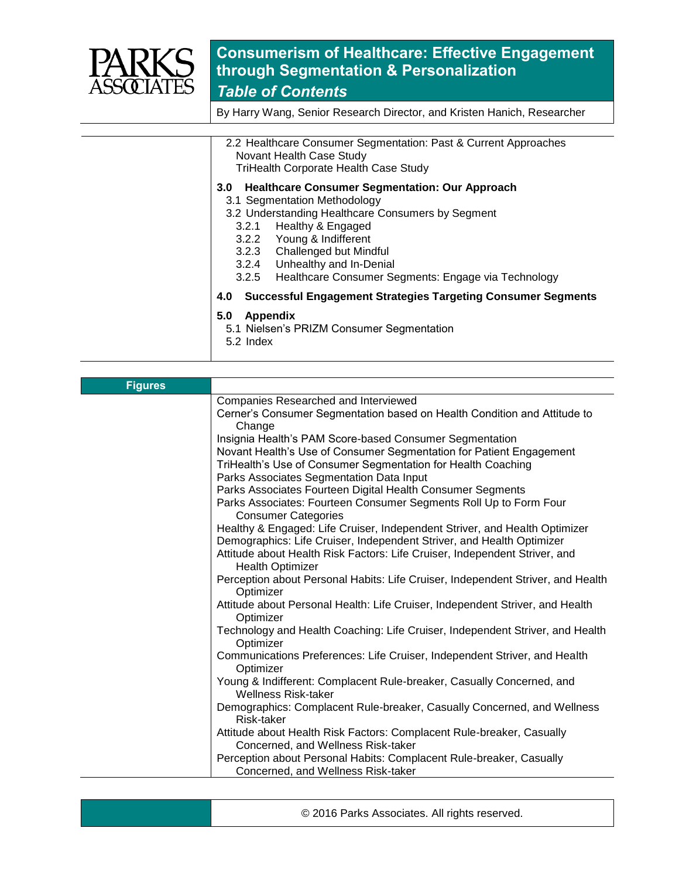# Consumerism of Healthcare: Effective Engagement through Segmentation & Personalization

## *Table of Contents*

By Harry Wang, Senior Research Director, and Kristen Hanich, Researcher

- 2.2 Healthcare Consumer Segmentation: Past & Current Approaches
  - Novant Health Case Study
  - TriHealth Corporate Health Case Study

**3.0 Healthcare Consumer Segmentation: Our Approach**

- 3.1 Segmentation Methodology
- 3.2 Understanding Healthcare Consumers by Segment
  - 3.2.1 Healthy & Engaged
  - 3.2.2 Young & Indifferent
  - 3.2.3 Challenged but Mindful
  - 3.2.4 Unhealthy and In-Denial
  - 3.2.5 Healthcare Consumer Segments: Engage via Technology

**4.0 Successful Engagement Strategies Targeting Consumer Segments**

**5.0 Appendix**

- 5.1 Nielsen's PRIZM Consumer Segmentation
- 5.2 Index

## Figures

- Companies Researched and Interviewed
- Cerner's Consumer Segmentation based on Health Condition and Attitude to Change
- Insignia Health's PAM Score-based Consumer Segmentation
- Novant Health's Use of Consumer Segmentation for Patient Engagement
- TriHealth's Use of Consumer Segmentation for Health Coaching
- Parks Associates Segmentation Data Input
- Parks Associates Fourteen Digital Health Consumer Segments
- Parks Associates: Fourteen Consumer Segments Roll Up to Form Four Consumer Categories
- Healthy & Engaged: Life Cruiser, Independent Striver, and Health Optimizer
- Demographics: Life Cruiser, Independent Striver, and Health Optimizer
- Attitude about Health Risk Factors: Life Cruiser, Independent Striver, and Health Optimizer
- Perception about Personal Habits: Life Cruiser, Independent Striver, and Health Optimizer
- Attitude about Personal Health: Life Cruiser, Independent Striver, and Health Optimizer
- Technology and Health Coaching: Life Cruiser, Independent Striver, and Health Optimizer
- Communications Preferences: Life Cruiser, Independent Striver, and Health Optimizer
- Young & Indifferent: Complacent Rule-breaker, Casually Concerned, and Wellness Risk-taker
- Demographics: Complacent Rule-breaker, Casually Concerned, and Wellness Risk-taker
- Attitude about Health Risk Factors: Complacent Rule-breaker, Casually Concerned, and Wellness Risk-taker
- Perception about Personal Habits: Complacent Rule-breaker, Casually Concerned, and Wellness Risk-taker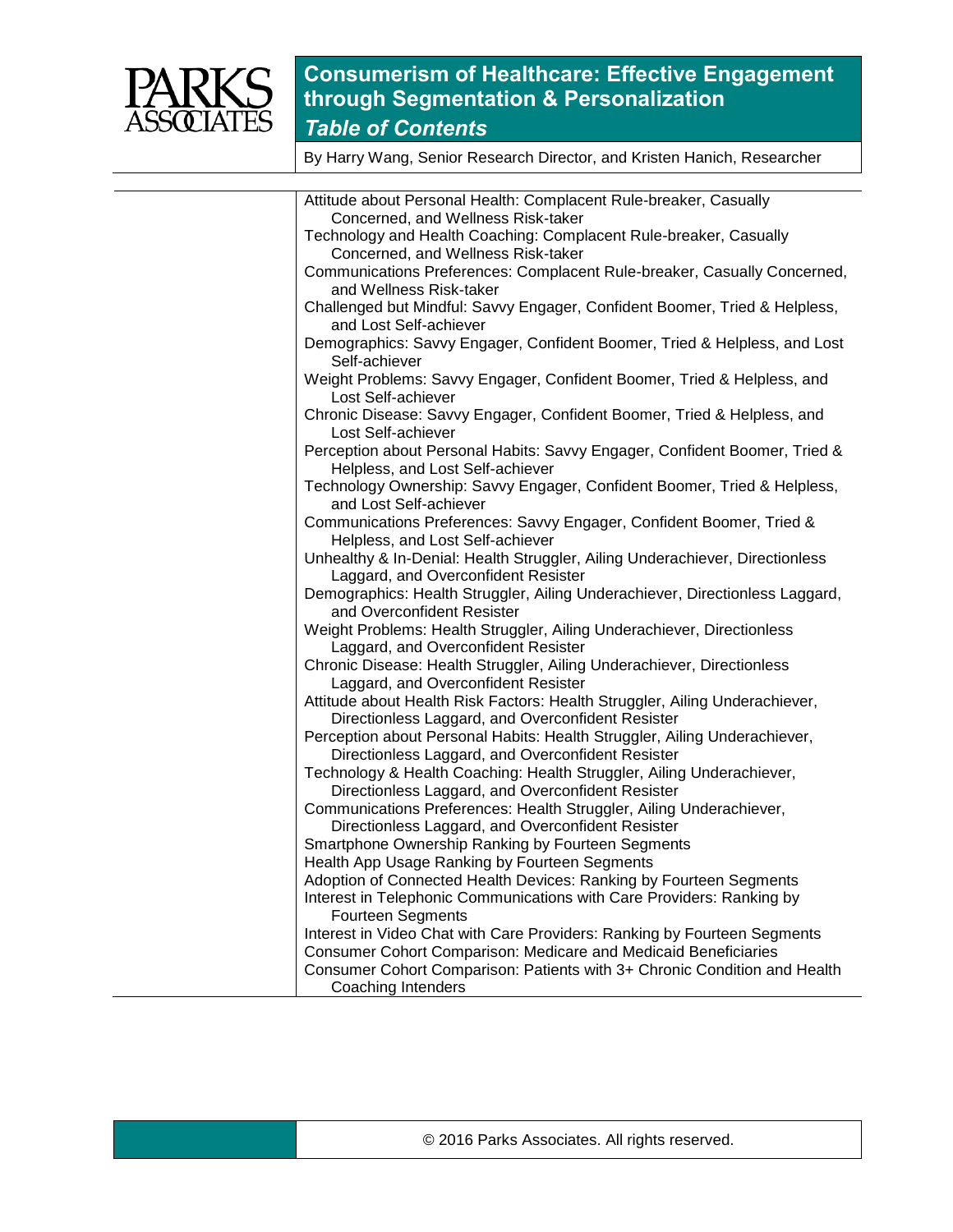# Consumerism of Healthcare: Effective Engagement through Segmentation & Personalization

## *Table of Contents*

By Harry Wang, Senior Research Director, and Kristen Hanich, Researcher

Attitude about Personal Health: Complacent Rule-breaker, Casually Concerned, and Wellness Risk-taker
Technology and Health Coaching: Complacent Rule-breaker, Casually Concerned, and Wellness Risk-taker
Communications Preferences: Complacent Rule-breaker, Casually Concerned, and Wellness Risk-taker
Challenged but Mindful: Savvy Engager, Confident Boomer, Tried & Helpless, and Lost Self-achiever
Demographics: Savvy Engager, Confident Boomer, Tried & Helpless, and Lost Self-achiever
Weight Problems: Savvy Engager, Confident Boomer, Tried & Helpless, and Lost Self-achiever
Chronic Disease: Savvy Engager, Confident Boomer, Tried & Helpless, and Lost Self-achiever
Perception about Personal Habits: Savvy Engager, Confident Boomer, Tried & Helpless, and Lost Self-achiever
Technology Ownership: Savvy Engager, Confident Boomer, Tried & Helpless, and Lost Self-achiever
Communications Preferences: Savvy Engager, Confident Boomer, Tried & Helpless, and Lost Self-achiever
Unhealthy & In-Denial: Health Struggler, Ailing Underachiever, Directionless Laggard, and Overconfident Resister
Demographics: Health Struggler, Ailing Underachiever, Directionless Laggard, and Overconfident Resister
Weight Problems: Health Struggler, Ailing Underachiever, Directionless Laggard, and Overconfident Resister
Chronic Disease: Health Struggler, Ailing Underachiever, Directionless Laggard, and Overconfident Resister
Attitude about Health Risk Factors: Health Struggler, Ailing Underachiever, Directionless Laggard, and Overconfident Resister
Perception about Personal Habits: Health Struggler, Ailing Underachiever, Directionless Laggard, and Overconfident Resister
Technology & Health Coaching: Health Struggler, Ailing Underachiever, Directionless Laggard, and Overconfident Resister
Communications Preferences: Health Struggler, Ailing Underachiever, Directionless Laggard, and Overconfident Resister
Smartphone Ownership Ranking by Fourteen Segments
Health App Usage Ranking by Fourteen Segments
Adoption of Connected Health Devices: Ranking by Fourteen Segments
Interest in Telephonic Communications with Care Providers: Ranking by Fourteen Segments
Interest in Video Chat with Care Providers: Ranking by Fourteen Segments
Consumer Cohort Comparison: Medicare and Medicaid Beneficiaries
Consumer Cohort Comparison: Patients with 3+ Chronic Condition and Health Coaching Intenders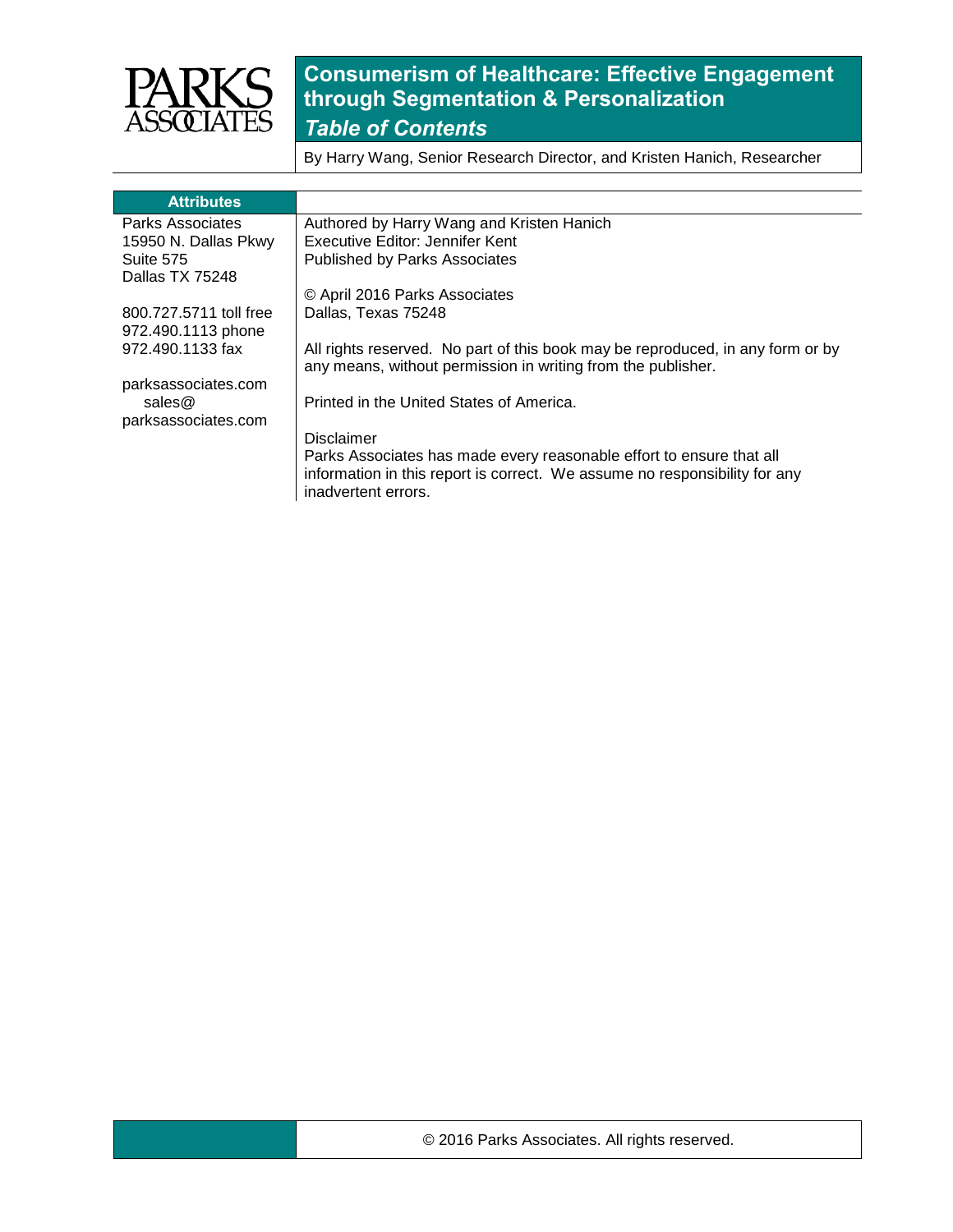# Consumerism of Healthcare: Effective Engagement through Segmentation & Personalization

## *Table of Contents*

By Harry Wang, Senior Research Director, and Kristen Hanich, Researcher

| Attributes | |
|---|---|
| Parks Associates<br>15950 N. Dallas Pkwy<br>Suite 575<br>Dallas TX 75248<br><br>800.727.5711 toll free<br>972.490.1113 phone<br>972.490.1133 fax<br><br>parksassociates.com<br>sales@<br>parksassociates.com | Authored by Harry Wang and Kristen Hanich<br>Executive Editor: Jennifer Kent<br>Published by Parks Associates<br><br>© April 2016 Parks Associates<br>Dallas, Texas 75248<br><br>All rights reserved. No part of this book may be reproduced, in any form or by any means, without permission in writing from the publisher.<br><br>Printed in the United States of America.<br><br>Disclaimer<br>Parks Associates has made every reasonable effort to ensure that all information in this report is correct. We assume no responsibility for any inadvertent errors. |